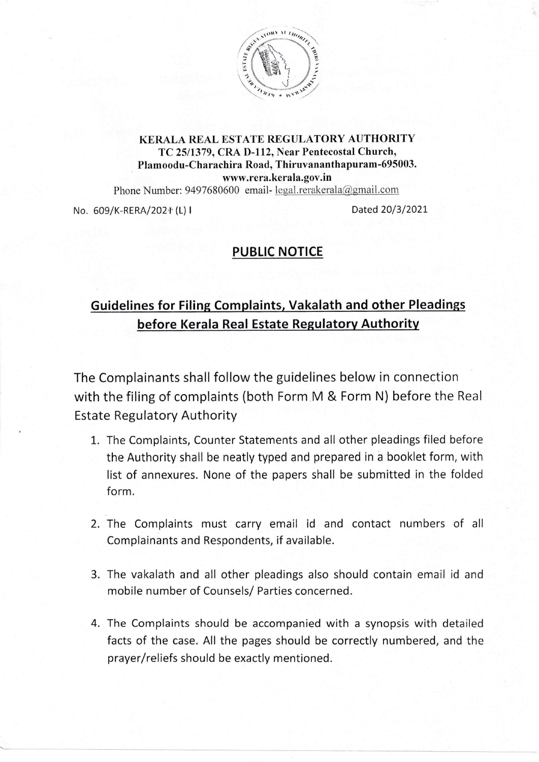**KERALA REAL ESTATE REGULATORY AUTHORITY**
**TC 25/1379, CRA D-112, Near Pentecostal Church,**
**Plamoodu-Charachira Road, Thiruvananthapuram-695003.**
**www.rera.kerala.gov.in**
Phone Number: 9497680600 email- legal.rerakerala@gmail.com

No. 609/K-RERA/2021 (L) I Dated 20/3/2021

## PUBLIC NOTICE

## Guidelines for Filing Complaints, Vakalath and other Pleadings before Kerala Real Estate Regulatory Authority

The Complainants shall follow the guidelines below in connection with the filing of complaints (both Form M & Form N) before the Real Estate Regulatory Authority

1. The Complaints, Counter Statements and all other pleadings filed before the Authority shall be neatly typed and prepared in a booklet form, with list of annexures. None of the papers shall be submitted in the folded form.

2. The Complaints must carry email id and contact numbers of all Complainants and Respondents, if available.

3. The vakalath and all other pleadings also should contain email id and mobile number of Counsels/ Parties concerned.

4. The Complaints should be accompanied with a synopsis with detailed facts of the case. All the pages should be correctly numbered, and the prayer/reliefs should be exactly mentioned.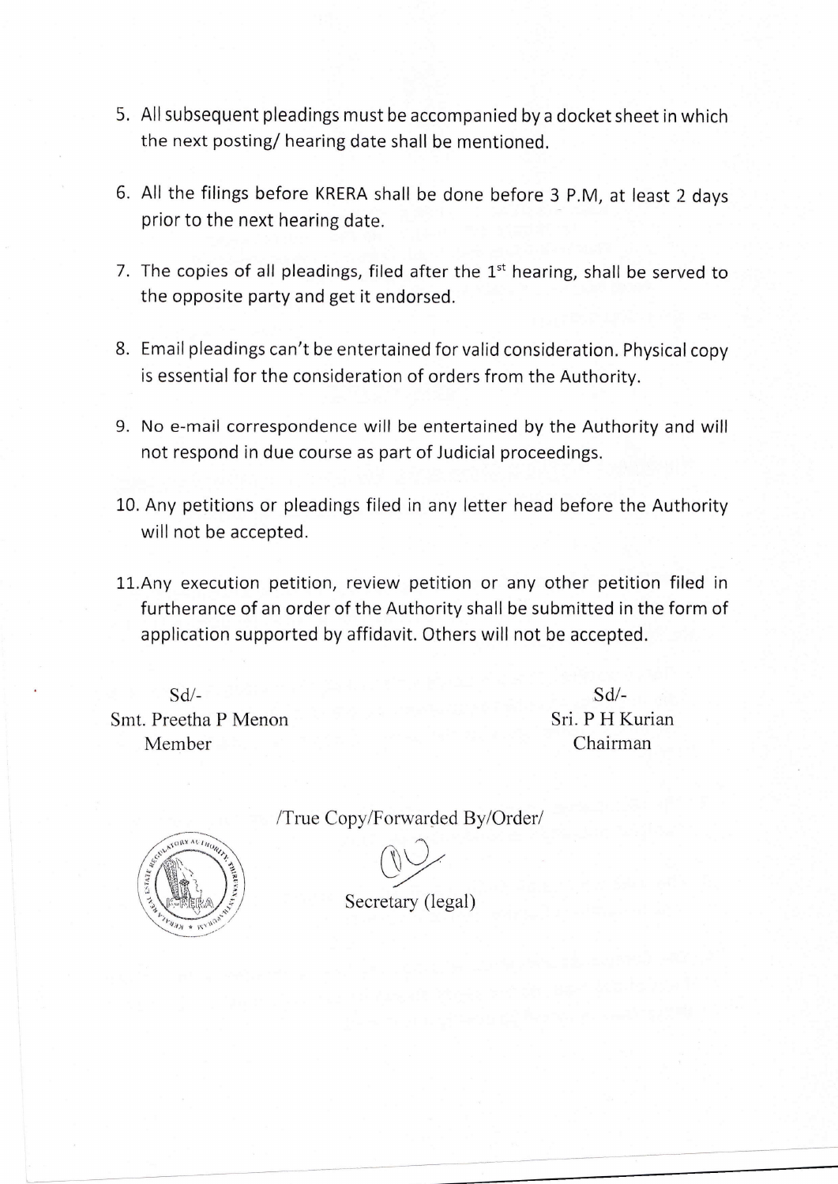5. All subsequent pleadings must be accompanied by a docket sheet in which the next posting/ hearing date shall be mentioned.

6. All the filings before KRERA shall be done before 3 P.M, at least 2 days prior to the next hearing date.

7. The copies of all pleadings, filed after the 1st hearing, shall be served to the opposite party and get it endorsed.

8. Email pleadings can't be entertained for valid consideration. Physical copy is essential for the consideration of orders from the Authority.

9. No e-mail correspondence will be entertained by the Authority and will not respond in due course as part of Judicial proceedings.

10. Any petitions or pleadings filed in any letter head before the Authority will not be accepted.

11. Any execution petition, review petition or any other petition filed in furtherance of an order of the Authority shall be submitted in the form of application supported by affidavit. Others will not be accepted.

Sd/-
Smt. Preetha P Menon
Member

Sd/-
Sri. P H Kurian
Chairman

/True Copy/Forwarded By/Order/

Secretary (legal)